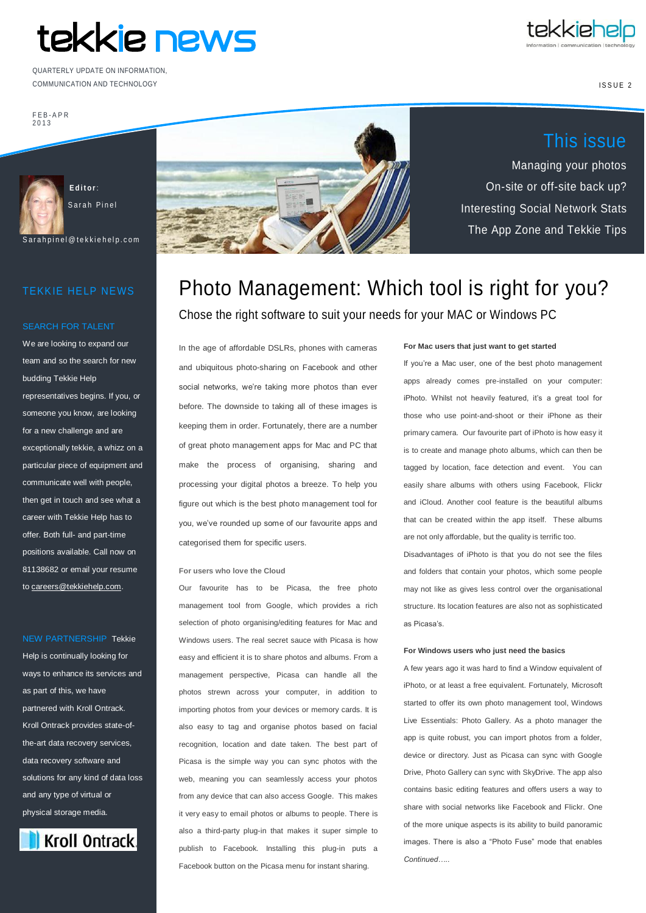# tekkie news

QUARTERLY UPDATE ON INFORMATION, COMMUNICATION AND TECHNOLOGY

ISSUE 2

FEB-APR 2013

**Editor**: Sarah Pinel

Sarahpinel@tekkiehelp.com

## This issue

Managing your photos
On-site or off-site back up?
Interesting Social Network Stats
The App Zone and Tekkie Tips

## TEKKIE HELP NEWS

### SEARCH FOR TALENT

We are looking to expand our team and so the search for new budding Tekkie Help representatives begins. If you, or someone you know, are looking for a new challenge and are exceptionally tekkie, a whizz on a particular piece of equipment and communicate well with people, then get in touch and see what a career with Tekkie Help has to offer. Both full- and part-time positions available. Call now on 81138682 or email your resume to careers@tekkiehelp.com.

### NEW PARTNERSHIP

Tekkie Help is continually looking for ways to enhance its services and as part of this, we have partnered with Kroll Ontrack. Kroll Ontrack provides state-of-the-art data recovery services, data recovery software and solutions for any kind of data loss and any type of virtual or physical storage media.

# Photo Management: Which tool is right for you?

## Chose the right software to suit your needs for your MAC or Windows PC

In the age of affordable DSLRs, phones with cameras and ubiquitous photo-sharing on Facebook and other social networks, we're taking more photos than ever before. The downside to taking all of these images is keeping them in order. Fortunately, there are a number of great photo management apps for Mac and PC that make the process of organising, sharing and processing your digital photos a breeze. To help you figure out which is the best photo management tool for you, we've rounded up some of our favourite apps and categorised them for specific users.

**For users who love the Cloud**

Our favourite has to be Picasa, the free photo management tool from Google, which provides a rich selection of photo organising/editing features for Mac and Windows users. The real secret sauce with Picasa is how easy and efficient it is to share photos and albums. From a management perspective, Picasa can handle all the photos strewn across your computer, in addition to importing photos from your devices or memory cards. It is also easy to tag and organise photos based on facial recognition, location and date taken. The best part of Picasa is the simple way you can sync photos with the web, meaning you can seamlessly access your photos from any device that can also access Google. This makes it very easy to email photos or albums to people. There is also a third-party plug-in that makes it super simple to publish to Facebook. Installing this plug-in puts a Facebook button on the Picasa menu for instant sharing.

**For Mac users that just want to get started**

If you're a Mac user, one of the best photo management apps already comes pre-installed on your computer: iPhoto. Whilst not heavily featured, it's a great tool for those who use point-and-shoot or their iPhone as their primary camera. Our favourite part of iPhoto is how easy it is to create and manage photo albums, which can then be tagged by location, face detection and event. You can easily share albums with others using Facebook, Flickr and iCloud. Another cool feature is the beautiful albums that can be created within the app itself. These albums are not only affordable, but the quality is terrific too.

Disadvantages of iPhoto is that you do not see the files and folders that contain your photos, which some people may not like as gives less control over the organisational structure. Its location features are also not as sophisticated as Picasa's.

**For Windows users who just need the basics**

A few years ago it was hard to find a Window equivalent of iPhoto, or at least a free equivalent. Fortunately, Microsoft started to offer its own photo management tool, Windows Live Essentials: Photo Gallery. As a photo manager the app is quite robust, you can import photos from a folder, device or directory. Just as Picasa can sync with Google Drive, Photo Gallery can sync with SkyDrive. The app also contains basic editing features and offers users a way to share with social networks like Facebook and Flickr. One of the more unique aspects is its ability to build panoramic images. There is also a "Photo Fuse" mode that enables

*Continued…..*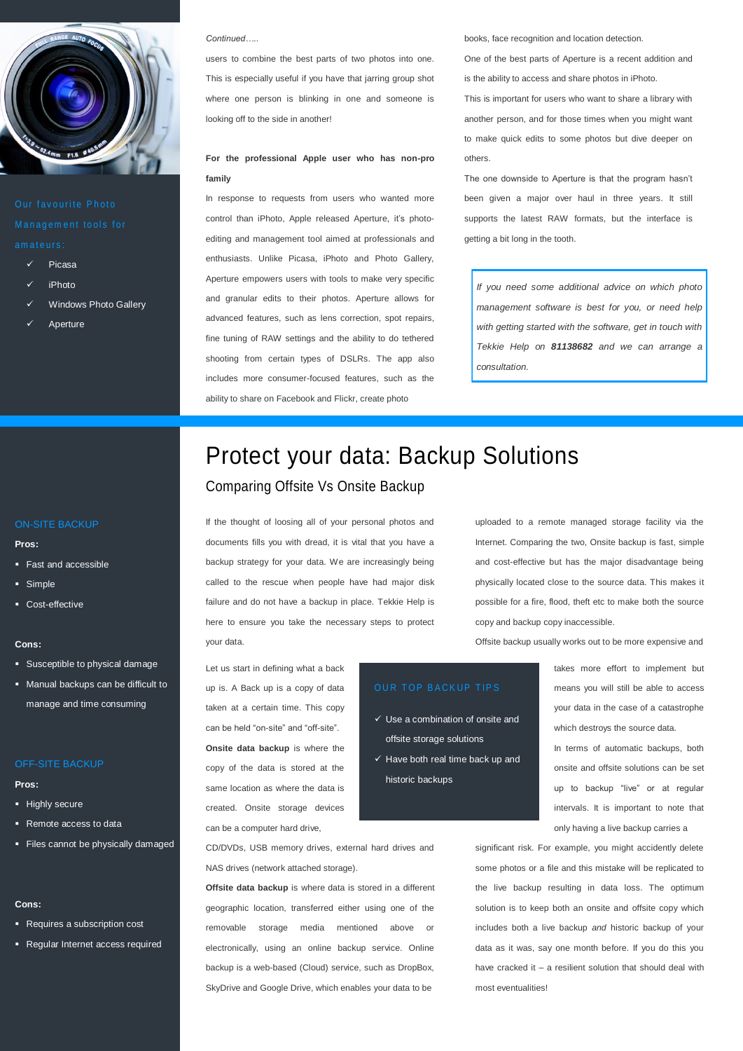Our favourite Photo Management tools for amateurs:

- ✓ Picasa
- ✓ iPhoto
- ✓ Windows Photo Gallery
- ✓ Aperture

*Continued…..*

users to combine the best parts of two photos into one. This is especially useful if you have that jarring group shot where one person is blinking in one and someone is looking off to the side in another!

**For the professional Apple user who has non-pro family**

In response to requests from users who wanted more control than iPhoto, Apple released Aperture, it's photo-editing and management tool aimed at professionals and enthusiasts. Unlike Picasa, iPhoto and Photo Gallery, Aperture empowers users with tools to make very specific and granular edits to their photos. Aperture allows for advanced features, such as lens correction, spot repairs, fine tuning of RAW settings and the ability to do tethered shooting from certain types of DSLRs. The app also includes more consumer-focused features, such as the ability to share on Facebook and Flickr, create photo books, face recognition and location detection.

One of the best parts of Aperture is a recent addition and is the ability to access and share photos in iPhoto.

This is important for users who want to share a library with another person, and for those times when you might want to make quick edits to some photos but dive deeper on others.

The one downside to Aperture is that the program hasn't been given a major over haul in three years. It still supports the latest RAW formats, but the interface is getting a bit long in the tooth.

*If you need some additional advice on which photo management software is best for you, or need help with getting started with the software, get in touch with Tekkie Help on **81138682** and we can arrange a consultation.*

# Protect your data: Backup Solutions

## Comparing Offsite Vs Onsite Backup

If the thought of loosing all of your personal photos and documents fills you with dread, it is vital that you have a backup strategy for your data. We are increasingly being called to the rescue when people have had major disk failure and do not have a backup in place. Tekkie Help is here to ensure you take the necessary steps to protect your data.

Let us start in defining what a back up is. A Back up is a copy of data taken at a certain time. This copy can be held "on-site" and "off-site".

**Onsite data backup** is where the copy of the data is stored at the same location as where the data is created. Onsite storage devices can be a computer hard drive, CD/DVDs, USB memory drives, external hard drives and NAS drives (network attached storage).

**Offsite data backup** is where data is stored in a different geographic location, transferred either using one of the removable storage media mentioned above or electronically, using an online backup service. Online backup is a web-based (Cloud) service, such as DropBox, SkyDrive and Google Drive, which enables your data to be uploaded to a remote managed storage facility via the Internet. Comparing the two, Onsite backup is fast, simple and cost-effective but has the major disadvantage being physically located close to the source data. This makes it possible for a fire, flood, theft etc to make both the source copy and backup copy inaccessible.

Offsite backup usually works out to be more expensive and takes more effort to implement but means you will still be able to access your data in the case of a catastrophe which destroys the source data.

In terms of automatic backups, both onsite and offsite solutions can be set up to backup "live" or at regular intervals. It is important to note that only having a live backup carries a significant risk. For example, you might accidently delete some photos or a file and this mistake will be replicated to the live backup resulting in data loss. The optimum solution is to keep both an onsite and offsite copy which includes both a live backup *and* historic backup of your data as it was, say one month before. If you do this you have cracked it – a resilient solution that should deal with most eventualities!

**OUR TOP BACKUP TIPS**

- ✓ Use a combination of onsite and offsite storage solutions
- ✓ Have both real time back up and historic backups

**ON-SITE BACKUP**

**Pros:**

- Fast and accessible
- Simple
- Cost-effective

**Cons:**

- Susceptible to physical damage
- Manual backups can be difficult to manage and time consuming

**OFF-SITE BACKUP**

**Pros:**

- Highly secure
- Remote access to data
- Files cannot be physically damaged

**Cons:**

- Requires a subscription cost
- Regular Internet access required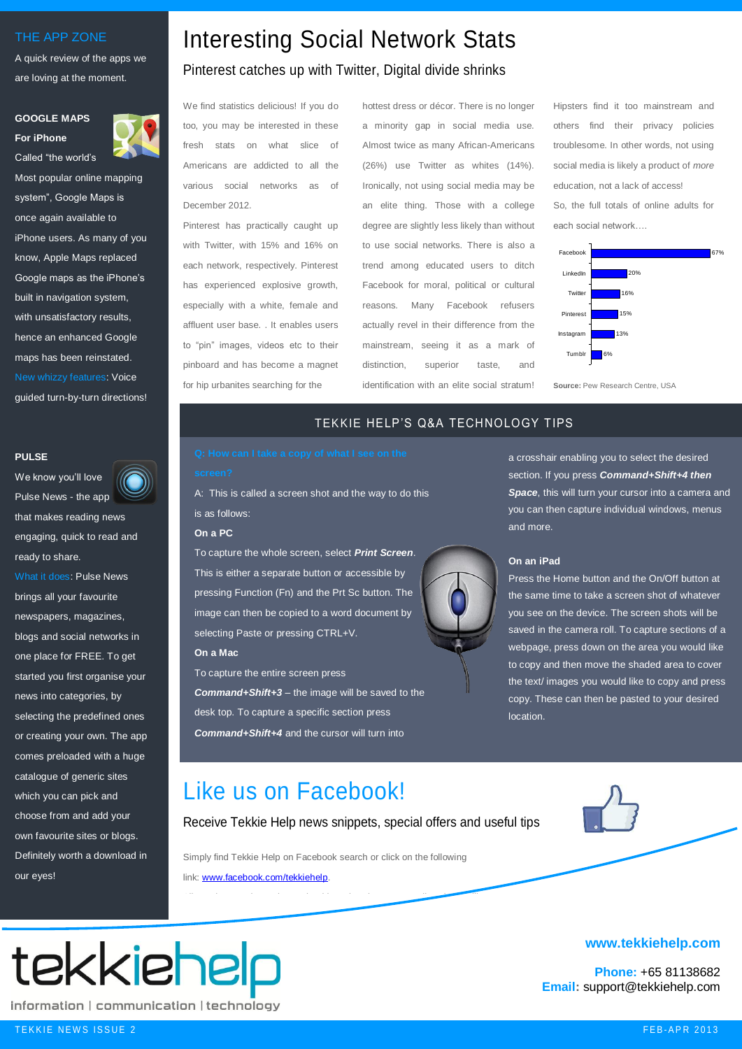## THE APP ZONE

A quick review of the apps we are loving at the moment.

**GOOGLE MAPS**
**For iPhone**

Called "the world's Most popular online mapping system", Google Maps is once again available to iPhone users. As many of you know, Apple Maps replaced Google maps as the iPhone's built in navigation system, with unsatisfactory results, hence an enhanced Google maps has been reinstated.

New whizzy features: Voice guided turn-by-turn directions!

**PULSE**

We know you'll love Pulse News - the app that makes reading news engaging, quick to read and ready to share.

What it does: Pulse News brings all your favourite newspapers, magazines, blogs and social networks in one place for FREE. To get started you first organise your news into categories, by selecting the predefined ones or creating your own. The app comes preloaded with a huge catalogue of generic sites which you can pick and choose from and add your own favourite sites or blogs. Definitely worth a download in our eyes!

# Interesting Social Network Stats

## Pinterest catches up with Twitter, Digital divide shrinks

We find statistics delicious! If you do too, you may be interested in these fresh stats on what slice of Americans are addicted to all the various social networks as of December 2012.

Pinterest has practically caught up with Twitter, with 15% and 16% on each network, respectively. Pinterest has experienced explosive growth, especially with a white, female and affluent user base. . It enables users to "pin" images, videos etc to their pinboard and has become a magnet for hip urbanites searching for the hottest dress or décor. There is no longer a minority gap in social media use. Almost twice as many African-Americans (26%) use Twitter as whites (14%). Ironically, not using social media may be an elite thing. Those with a college degree are slightly less likely than without to use social networks. There is also a trend among educated users to ditch Facebook for moral, political or cultural reasons. Many Facebook refusers actually revel in their difference from the mainstream, seeing it as a mark of distinction, superior taste, and identification with an elite social stratum! Hipsters find it too mainstream and others find their privacy policies troublesome. In other words, not using social media is likely a product of *more* education, not a lack of access!

So, the full totals of online adults for each social network….

Facebook 67%
LinkedIn 20%
Twitter 16%
Pinterest 15%
Instagram 13%
Tumblr 6%

**Source:** Pew Research Centre, USA

## TEKKIE HELP'S Q&A TECHNOLOGY TIPS

**Q: How can I take a copy of what I see on the screen?**

A: This is called a screen shot and the way to do this is as follows:

**On a PC**

To capture the whole screen, select ***Print Screen***. This is either a separate button or accessible by pressing Function (Fn) and the Prt Sc button. The image can then be copied to a word document by selecting Paste or pressing CTRL+V.

**On a Mac**

To capture the entire screen press ***Command+Shift+3*** – the image will be saved to the desk top. To capture a specific section press ***Command+Shift+4*** and the cursor will turn into a crosshair enabling you to select the desired section. If you press ***Command+Shift+4 then Space***, this will turn your cursor into a camera and you can then capture individual windows, menus and more.

**On an iPad**

Press the Home button and the On/Off button at the same time to take a screen shot of whatever you see on the device. The screen shots will be saved in the camera roll. To capture sections of a webpage, press down on the area you would like to copy and then move the shaded area to cover the text/ images you would like to copy and press copy. These can then be pasted to your desired location.

# Like us on Facebook!

Receive Tekkie Help news snippets, special offers and useful tips

Simply find Tekkie Help on Facebook search or click on the following link: www.facebook.com/tekkiehelp.

tekkiehelp
information | communication | technology

**www.tekkiehelp.com**

**Phone:** +65 81138682
**Email:** support@tekkiehelp.com